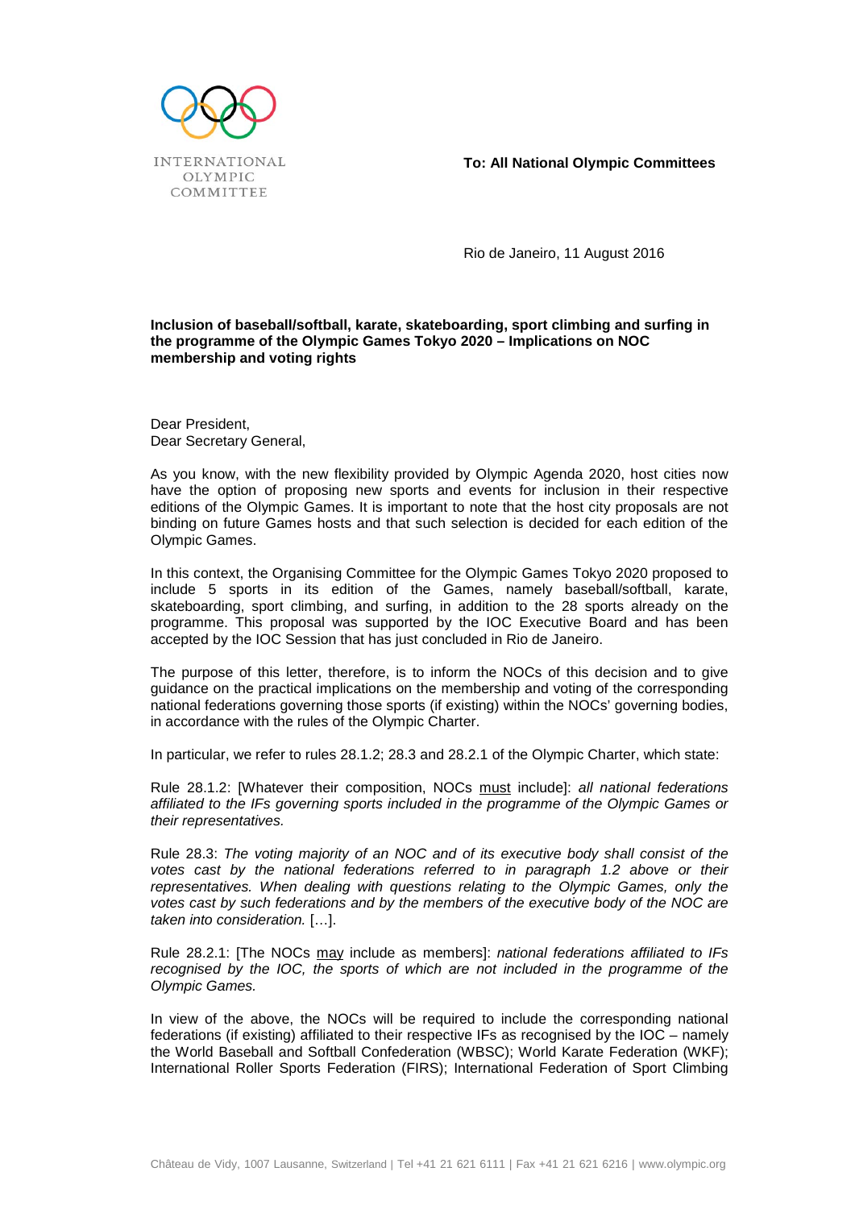INTERNATIONAL OLYMPIC COMMITTEE

**To: All National Olympic Committees**

Rio de Janeiro, 11 August 2016

**Inclusion of baseball/softball, karate, skateboarding, sport climbing and surfing in the programme of the Olympic Games Tokyo 2020 – Implications on NOC membership and voting rights**

Dear President,
Dear Secretary General,

As you know, with the new flexibility provided by Olympic Agenda 2020, host cities now have the option of proposing new sports and events for inclusion in their respective editions of the Olympic Games. It is important to note that the host city proposals are not binding on future Games hosts and that such selection is decided for each edition of the Olympic Games.

In this context, the Organising Committee for the Olympic Games Tokyo 2020 proposed to include 5 sports in its edition of the Games, namely baseball/softball, karate, skateboarding, sport climbing, and surfing, in addition to the 28 sports already on the programme. This proposal was supported by the IOC Executive Board and has been accepted by the IOC Session that has just concluded in Rio de Janeiro.

The purpose of this letter, therefore, is to inform the NOCs of this decision and to give guidance on the practical implications on the membership and voting of the corresponding national federations governing those sports (if existing) within the NOCs' governing bodies, in accordance with the rules of the Olympic Charter.

In particular, we refer to rules 28.1.2; 28.3 and 28.2.1 of the Olympic Charter, which state:

Rule 28.1.2: [Whatever their composition, NOCs must include]: *all national federations affiliated to the IFs governing sports included in the programme of the Olympic Games or their representatives.*

Rule 28.3: *The voting majority of an NOC and of its executive body shall consist of the votes cast by the national federations referred to in paragraph 1.2 above or their representatives. When dealing with questions relating to the Olympic Games, only the votes cast by such federations and by the members of the executive body of the NOC are taken into consideration.* […].

Rule 28.2.1: [The NOCs may include as members]: *national federations affiliated to IFs recognised by the IOC, the sports of which are not included in the programme of the Olympic Games.*

In view of the above, the NOCs will be required to include the corresponding national federations (if existing) affiliated to their respective IFs as recognised by the IOC – namely the World Baseball and Softball Confederation (WBSC); World Karate Federation (WKF); International Roller Sports Federation (FIRS); International Federation of Sport Climbing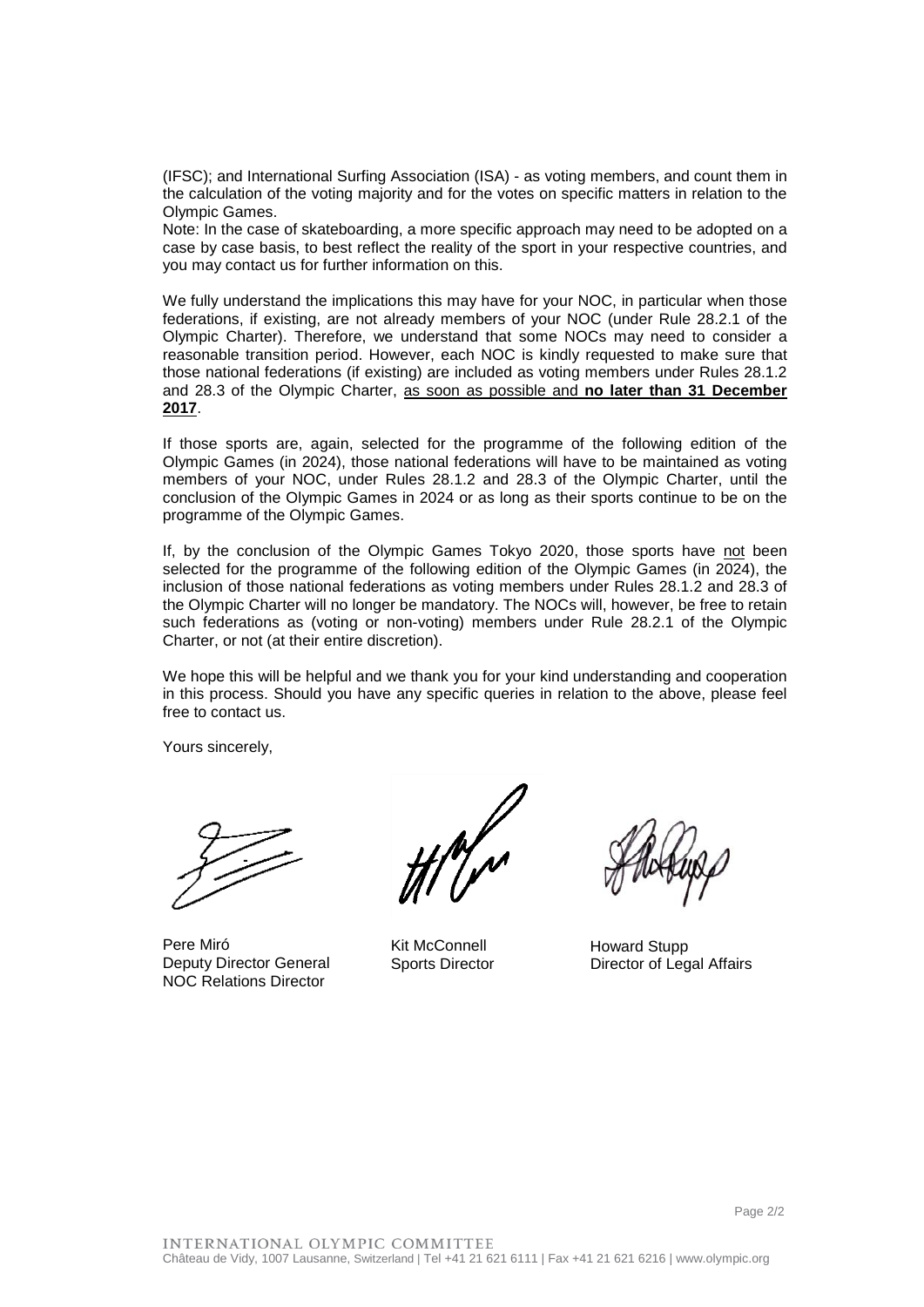(IFSC); and International Surfing Association (ISA) - as voting members, and count them in the calculation of the voting majority and for the votes on specific matters in relation to the Olympic Games.
Note: In the case of skateboarding, a more specific approach may need to be adopted on a case by case basis, to best reflect the reality of the sport in your respective countries, and you may contact us for further information on this.

We fully understand the implications this may have for your NOC, in particular when those federations, if existing, are not already members of your NOC (under Rule 28.2.1 of the Olympic Charter). Therefore, we understand that some NOCs may need to consider a reasonable transition period. However, each NOC is kindly requested to make sure that those national federations (if existing) are included as voting members under Rules 28.1.2 and 28.3 of the Olympic Charter, as soon as possible and **no later than 31 December 2017**.

If those sports are, again, selected for the programme of the following edition of the Olympic Games (in 2024), those national federations will have to be maintained as voting members of your NOC, under Rules 28.1.2 and 28.3 of the Olympic Charter, until the conclusion of the Olympic Games in 2024 or as long as their sports continue to be on the programme of the Olympic Games.

If, by the conclusion of the Olympic Games Tokyo 2020, those sports have not been selected for the programme of the following edition of the Olympic Games (in 2024), the inclusion of those national federations as voting members under Rules 28.1.2 and 28.3 of the Olympic Charter will no longer be mandatory. The NOCs will, however, be free to retain such federations as (voting or non-voting) members under Rule 28.2.1 of the Olympic Charter, or not (at their entire discretion).

We hope this will be helpful and we thank you for your kind understanding and cooperation in this process. Should you have any specific queries in relation to the above, please feel free to contact us.

Yours sincerely,

Pere Miró
Deputy Director General
NOC Relations Director

Kit McConnell
Sports Director

Howard Stupp
Director of Legal Affairs

INTERNATIONAL OLYMPIC COMMITTEE
Château de Vidy, 1007 Lausanne, Switzerland | Tel +41 21 621 6111 | Fax +41 21 621 6216 | www.olympic.org